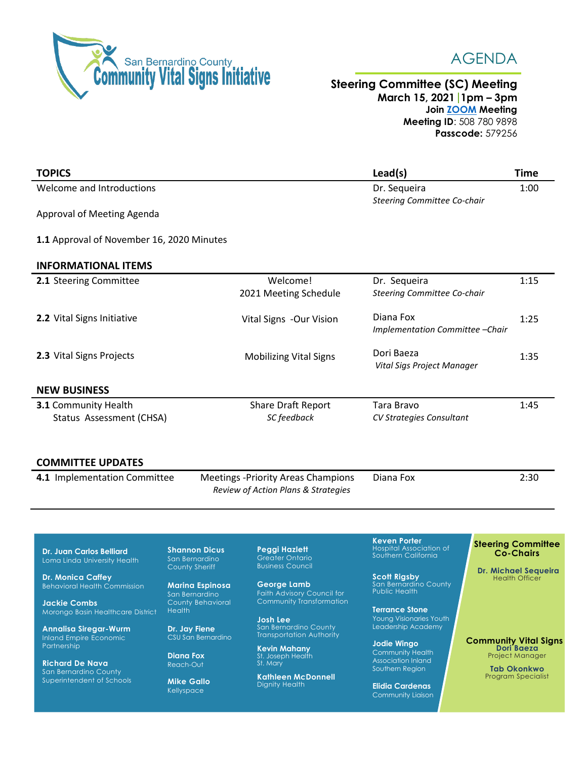San Bernardino County **Community Vital Signs Initiative**

# AGENDA

## Steering Committee (SC) Meeting

**March 15, 2021 | 1pm – 3pm**
**Join ZOOM Meeting**
**Meeting ID**: 508 780 9898
**Passcode:** 579256

| **TOPICS** | | **Lead(s)** | **Time** |
|---|---|---|---|
| Welcome and Introductions | | Dr. Sequeira *Steering Committee Co-chair* | 1:00 |
| Approval of Meeting Agenda | | | |
| **1.1** Approval of November 16, 2020 Minutes | | | |
| **INFORMATIONAL ITEMS** | | | |
| **2.1** Steering Committee | Welcome! 2021 Meeting Schedule | Dr. Sequeira *Steering Committee Co-chair* | 1:15 |
| **2.2** Vital Signs Initiative | Vital Signs -Our Vision | Diana Fox *Implementation Committee –Chair* | 1:25 |
| **2.3** Vital Signs Projects | Mobilizing Vital Signs | Dori Baeza *Vital Sigs Project Manager* | 1:35 |
| **NEW BUSINESS** | | | |
| **3.1** Community Health Status Assessment (CHSA) | Share Draft Report *SC feedback* | Tara Bravo *CV Strategies Consultant* | 1:45 |
| **COMMITTEE UPDATES** | | | |
| **4.1** Implementation Committee | Meetings -Priority Areas Champions *Review of Action Plans & Strategies* | Diana Fox | 2:30 |

**Dr. Juan Carlos Belliard**
Loma Linda University Health

**Dr. Monica Caffey**
Behavioral Health Commission

**Jackie Combs**
Morongo Basin Healthcare District

**Annalisa Siregar-Wurm**
Inland Empire Economic Partnership

**Richard De Nava**
San Bernardino County Superintendent of Schools

**Shannon Dicus**
San Bernardino County Sheriff

**Marina Espinosa**
San Bernardino County Behavioral Health

**Dr. Jay Fiene**
CSU San Bernardino

**Diana Fox**
Reach-Out

**Mike Gallo**
Kellyspace

**Peggi Hazlett**
Greater Ontario Business Council

**George Lamb**
Faith Advisory Council for Community Transformation

**Josh Lee**
San Bernardino County Transportation Authority

**Kevin Mahany**
St. Joseph Health St. Mary

**Kathleen McDonnell**
Dignity Health

**Keven Porter**
Hospital Association of Southern California

**Scott Rigsby**
San Bernardino County Public Health

**Terrance Stone**
Young Visionaries Youth Leadership Academy

**Jodie Wingo**
Community Health Association Inland Southern Region

**Elidia Cardenas**
Community Liaison

**Steering Committee Co-Chairs**

**Dr. Michael Sequeira**
Health Officer

**Community Vital Signs**

**Dori Baeza**
Project Manager

**Tab Okonkwo**
Program Specialist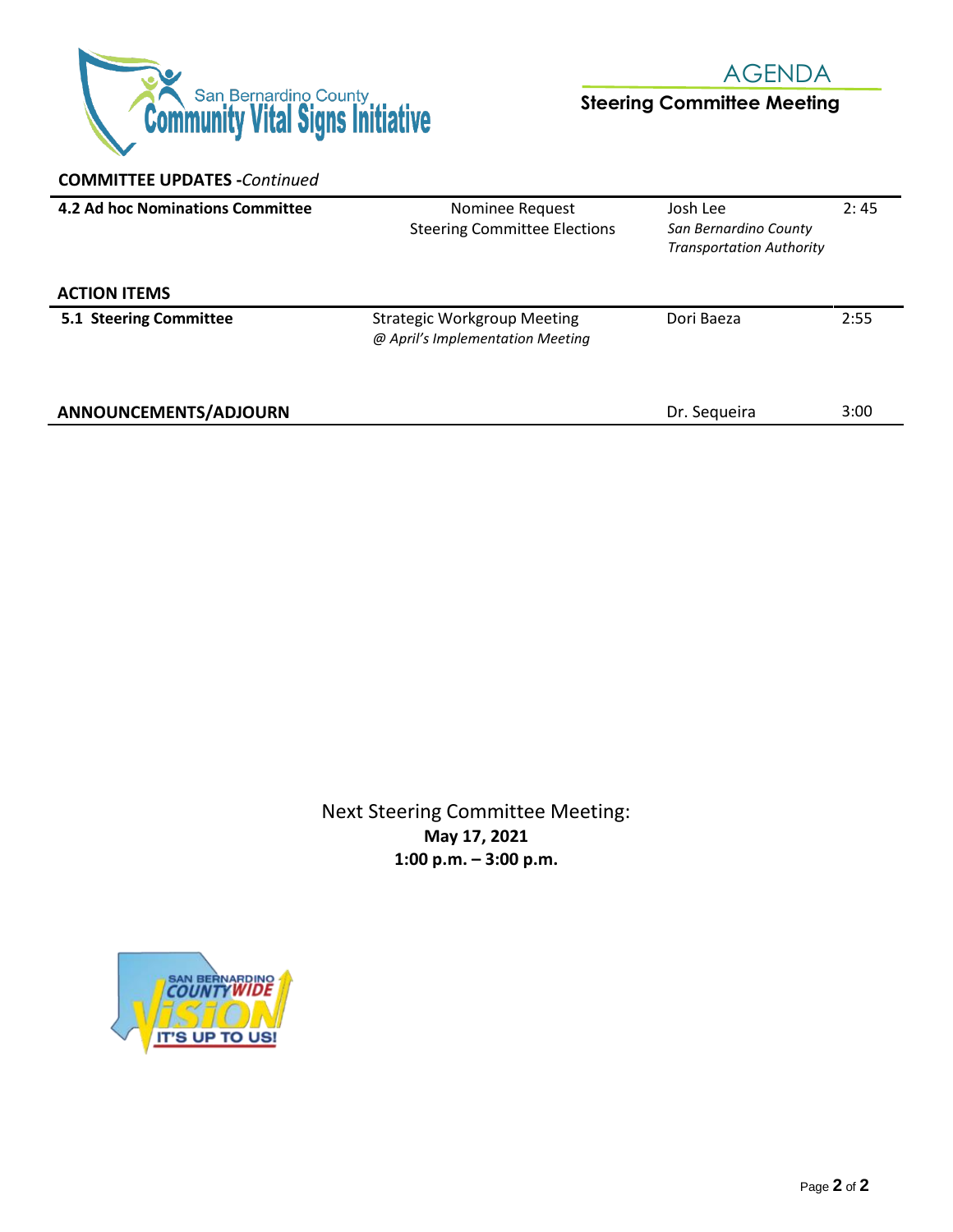# AGENDA

## Steering Committee Meeting

**COMMITTEE UPDATES -***Continued*

| | | | |
|---|---|---|---|
| **4.2 Ad hoc Nominations Committee** | Nominee Request<br>Steering Committee Elections | Josh Lee<br>*San Bernardino County Transportation Authority* | 2: 45 |

**ACTION ITEMS**

| | | | |
|---|---|---|---|
| **5.1 Steering Committee** | Strategic Workgroup Meeting<br>*@ April's Implementation Meeting* | Dori Baeza | 2:55 |

| | | | |
|---|---|---|---|
| **ANNOUNCEMENTS/ADJOURN** | | Dr. Sequeira | 3:00 |

Next Steering Committee Meeting:
**May 17, 2021**
**1:00 p.m. – 3:00 p.m.**